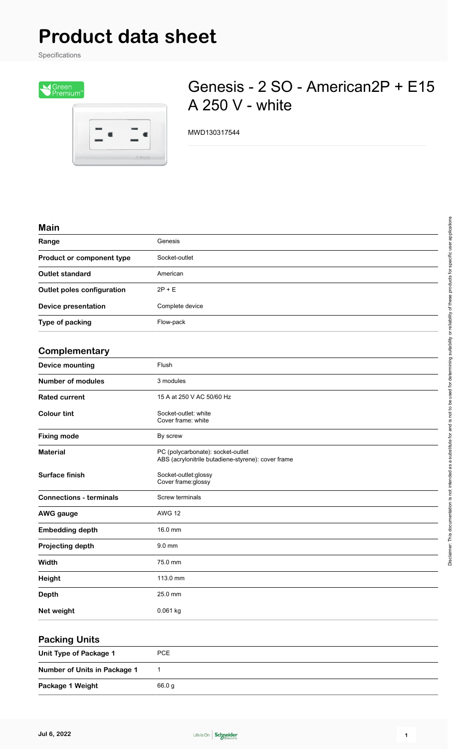# Product data sheet

Specifications

Green Premium™

## Genesis - 2 SO - American2P + E15 A 250 V - white

MWD130317544

### Main

| | |
|---|---|
| **Range** | Genesis |
| **Product or component type** | Socket-outlet |
| **Outlet standard** | American |
| **Outlet poles configuration** | 2P + E |
| **Device presentation** | Complete device |
| **Type of packing** | Flow-pack |

### Complementary

| | |
|---|---|
| **Device mounting** | Flush |
| **Number of modules** | 3 modules |
| **Rated current** | 15 A at 250 V AC 50/60 Hz |
| **Colour tint** | Socket-outlet: white<br>Cover frame: white |
| **Fixing mode** | By screw |
| **Material** | PC (polycarbonate): socket-outlet<br>ABS (acrylonitrile butadiene-styrene): cover frame |
| **Surface finish** | Socket-outlet:glossy<br>Cover frame:glossy |
| **Connections - terminals** | Screw terminals |
| **AWG gauge** | AWG 12 |
| **Embedding depth** | 16.0 mm |
| **Projecting depth** | 9.0 mm |
| **Width** | 75.0 mm |
| **Height** | 113.0 mm |
| **Depth** | 25.0 mm |
| **Net weight** | 0.061 kg |

### Packing Units

| | |
|---|---|
| **Unit Type of Package 1** | PCE |
| **Number of Units in Package 1** | 1 |
| **Package 1 Weight** | 66.0 g |

Disclaimer: This documentation is not intended as a substitute for and is not to be used for determining suitability or reliability of these products for specific user applications

Jul 6, 2022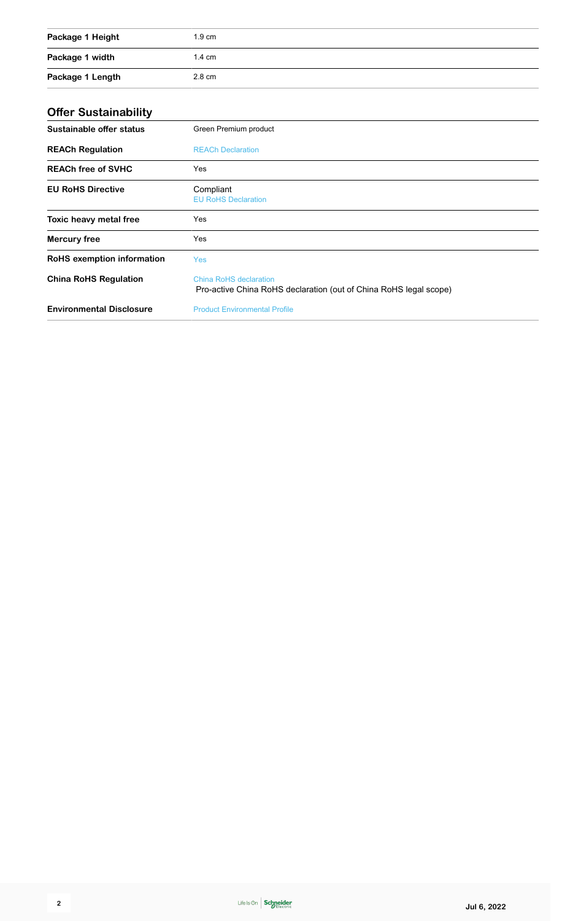| | |
|---|---|
| **Package 1 Height** | 1.9 cm |
| **Package 1 width** | 1.4 cm |
| **Package 1 Length** | 2.8 cm |

## Offer Sustainability

| | |
|---|---|
| **Sustainable offer status** | Green Premium product |
| **REACh Regulation** | REACh Declaration |
| **REACh free of SVHC** | Yes |
| **EU RoHS Directive** | Compliant<br>EU RoHS Declaration |
| **Toxic heavy metal free** | Yes |
| **Mercury free** | Yes |
| **RoHS exemption information** | Yes |
| **China RoHS Regulation** | China RoHS declaration<br>Pro-active China RoHS declaration (out of China RoHS legal scope) |
| **Environmental Disclosure** | Product Environmental Profile |